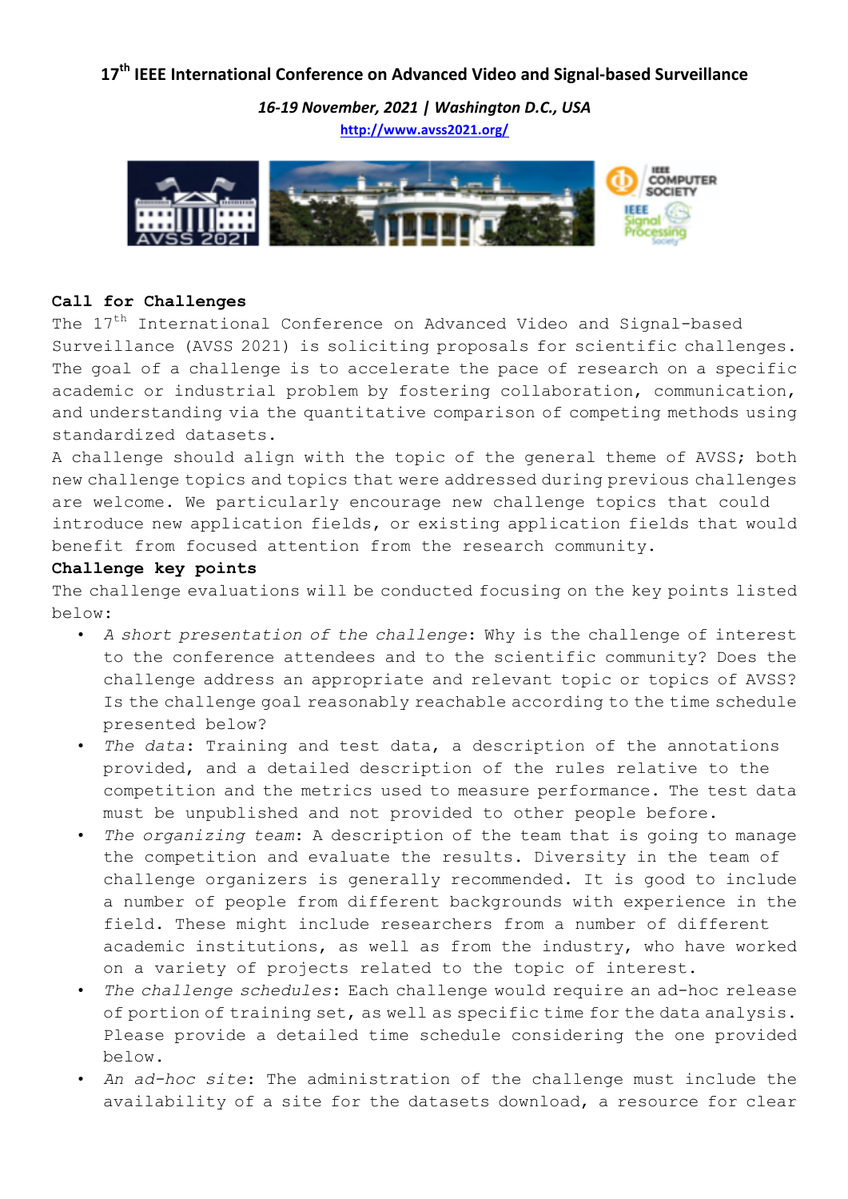# 17th IEEE International Conference on Advanced Video and Signal-based Surveillance

*16-19 November, 2021 | Washington D.C., USA*

[http://www.avss2021.org/](http://www.avss2021.org/)

## Call for Challenges

The 17th International Conference on Advanced Video and Signal-based Surveillance (AVSS 2021) is soliciting proposals for scientific challenges. The goal of a challenge is to accelerate the pace of research on a specific academic or industrial problem by fostering collaboration, communication, and understanding via the quantitative comparison of competing methods using standardized datasets.

A challenge should align with the topic of the general theme of AVSS; both new challenge topics and topics that were addressed during previous challenges are welcome. We particularly encourage new challenge topics that could introduce new application fields, or existing application fields that would benefit from focused attention from the research community.

## Challenge key points

The challenge evaluations will be conducted focusing on the key points listed below:

- *A short presentation of the challenge*: Why is the challenge of interest to the conference attendees and to the scientific community? Does the challenge address an appropriate and relevant topic or topics of AVSS? Is the challenge goal reasonably reachable according to the time schedule presented below?
- *The data*: Training and test data, a description of the annotations provided, and a detailed description of the rules relative to the competition and the metrics used to measure performance. The test data must be unpublished and not provided to other people before.
- *The organizing team*: A description of the team that is going to manage the competition and evaluate the results. Diversity in the team of challenge organizers is generally recommended. It is good to include a number of people from different backgrounds with experience in the field. These might include researchers from a number of different academic institutions, as well as from the industry, who have worked on a variety of projects related to the topic of interest.
- *The challenge schedules*: Each challenge would require an ad-hoc release of portion of training set, as well as specific time for the data analysis. Please provide a detailed time schedule considering the one provided below.
- *An ad-hoc site*: The administration of the challenge must include the availability of a site for the datasets download, a resource for clear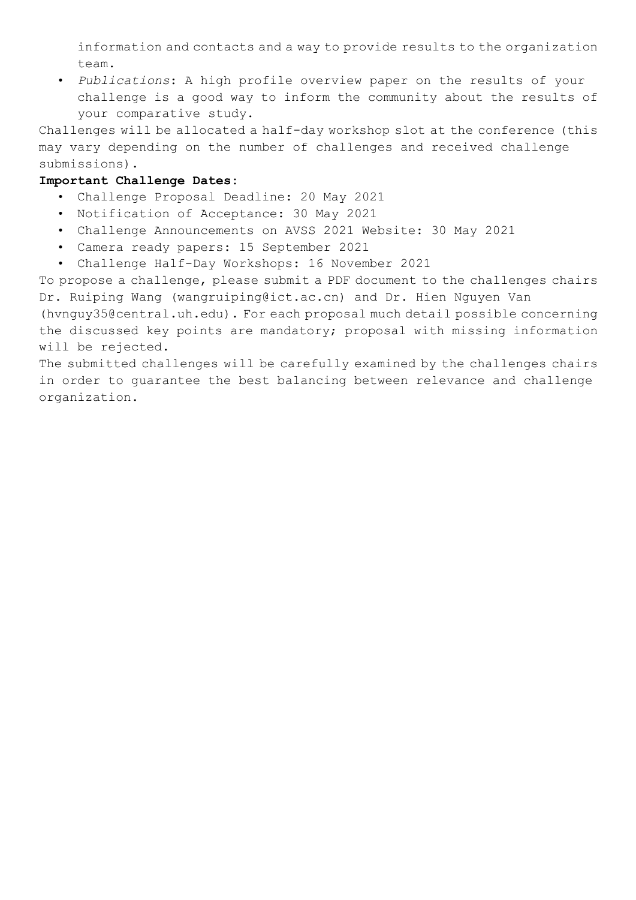information and contacts and a way to provide results to the organization team.

- *Publications*: A high profile overview paper on the results of your challenge is a good way to inform the community about the results of your comparative study.

Challenges will be allocated a half-day workshop slot at the conference (this may vary depending on the number of challenges and received challenge submissions).

**Important Challenge Dates:**

- Challenge Proposal Deadline: 20 May 2021
- Notification of Acceptance: 30 May 2021
- Challenge Announcements on AVSS 2021 Website: 30 May 2021
- Camera ready papers: 15 September 2021
- Challenge Half-Day Workshops: 16 November 2021

To propose a challenge, please submit a PDF document to the challenges chairs Dr. Ruiping Wang (wangruiping@ict.ac.cn) and Dr. Hien Nguyen Van (hvnguy35@central.uh.edu). For each proposal much detail possible concerning the discussed key points are mandatory; proposal with missing information will be rejected.

The submitted challenges will be carefully examined by the challenges chairs in order to guarantee the best balancing between relevance and challenge organization.